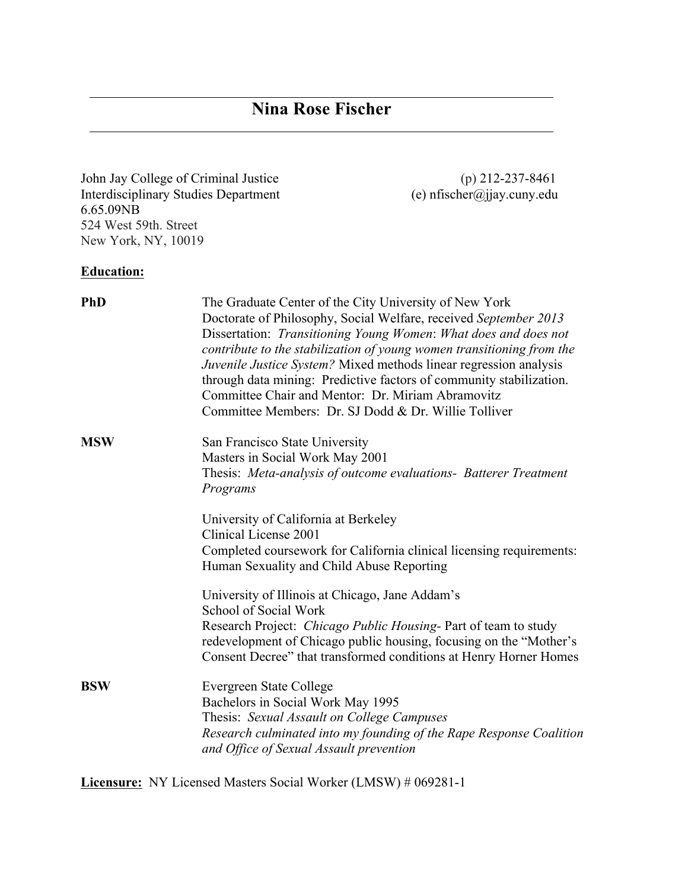# Nina Rose Fischer

John Jay College of Criminal Justice
Interdisciplinary Studies Department
6.65.09NB
524 West 59th. Street
New York, NY, 10019

(p) 212-237-8461
(e) nfischer@jjay.cuny.edu

## **Education:**

**PhD**

The Graduate Center of the City University of New York
Doctorate of Philosophy, Social Welfare, received *September 2013*
Dissertation: *Transitioning Young Women*: *What does and does not contribute to the stabilization of young women transitioning from the Juvenile Justice System?* Mixed methods linear regression analysis through data mining: Predictive factors of community stabilization.
Committee Chair and Mentor: Dr. Miriam Abramovitz
Committee Members: Dr. SJ Dodd & Dr. Willie Tolliver

**MSW**

San Francisco State University
Masters in Social Work May 2001
Thesis: *Meta-analysis of outcome evaluations- Batterer Treatment Programs*

University of California at Berkeley
Clinical License 2001
Completed coursework for California clinical licensing requirements: Human Sexuality and Child Abuse Reporting

University of Illinois at Chicago, Jane Addam's School of Social Work
Research Project: *Chicago Public Housing*- Part of team to study redevelopment of Chicago public housing, focusing on the "Mother's Consent Decree" that transformed conditions at Henry Horner Homes

**BSW**

Evergreen State College
Bachelors in Social Work May 1995
Thesis: *Sexual Assault on College Campuses*
*Research culminated into my founding of the Rape Response Coalition and Office of Sexual Assault prevention*

**Licensure:** NY Licensed Masters Social Worker (LMSW) # 069281-1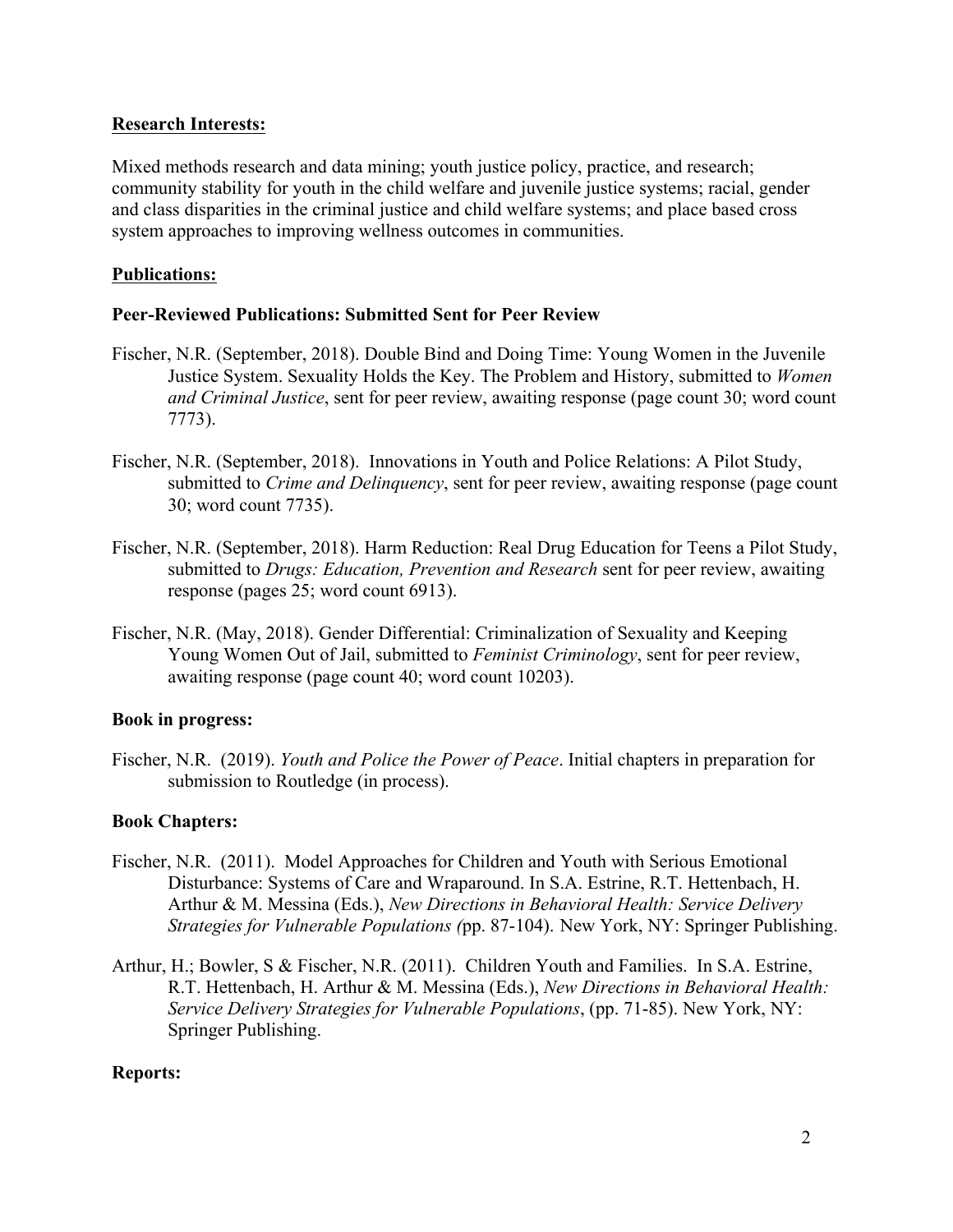**Research Interests:**

Mixed methods research and data mining; youth justice policy, practice, and research; community stability for youth in the child welfare and juvenile justice systems; racial, gender and class disparities in the criminal justice and child welfare systems; and place based cross system approaches to improving wellness outcomes in communities.

**Publications:**

**Peer-Reviewed Publications: Submitted Sent for Peer Review**

Fischer, N.R. (September, 2018). Double Bind and Doing Time: Young Women in the Juvenile Justice System. Sexuality Holds the Key. The Problem and History, submitted to *Women and Criminal Justice*, sent for peer review, awaiting response (page count 30; word count 7773).

Fischer, N.R. (September, 2018). Innovations in Youth and Police Relations: A Pilot Study, submitted to *Crime and Delinquency*, sent for peer review, awaiting response (page count 30; word count 7735).

Fischer, N.R. (September, 2018). Harm Reduction: Real Drug Education for Teens a Pilot Study, submitted to *Drugs: Education, Prevention and Research* sent for peer review, awaiting response (pages 25; word count 6913).

Fischer, N.R. (May, 2018). Gender Differential: Criminalization of Sexuality and Keeping Young Women Out of Jail, submitted to *Feminist Criminology*, sent for peer review, awaiting response (page count 40; word count 10203).

**Book in progress:**

Fischer, N.R. (2019). *Youth and Police the Power of Peace*. Initial chapters in preparation for submission to Routledge (in process).

**Book Chapters:**

Fischer, N.R. (2011). Model Approaches for Children and Youth with Serious Emotional Disturbance: Systems of Care and Wraparound. In S.A. Estrine, R.T. Hettenbach, H. Arthur & M. Messina (Eds.), *New Directions in Behavioral Health: Service Delivery Strategies for Vulnerable Populations (*pp. 87-104). New York, NY: Springer Publishing.

Arthur, H.; Bowler, S & Fischer, N.R. (2011). Children Youth and Families. In S.A. Estrine, R.T. Hettenbach, H. Arthur & M. Messina (Eds.), *New Directions in Behavioral Health: Service Delivery Strategies for Vulnerable Populations*, (pp. 71-85). New York, NY: Springer Publishing.

**Reports:**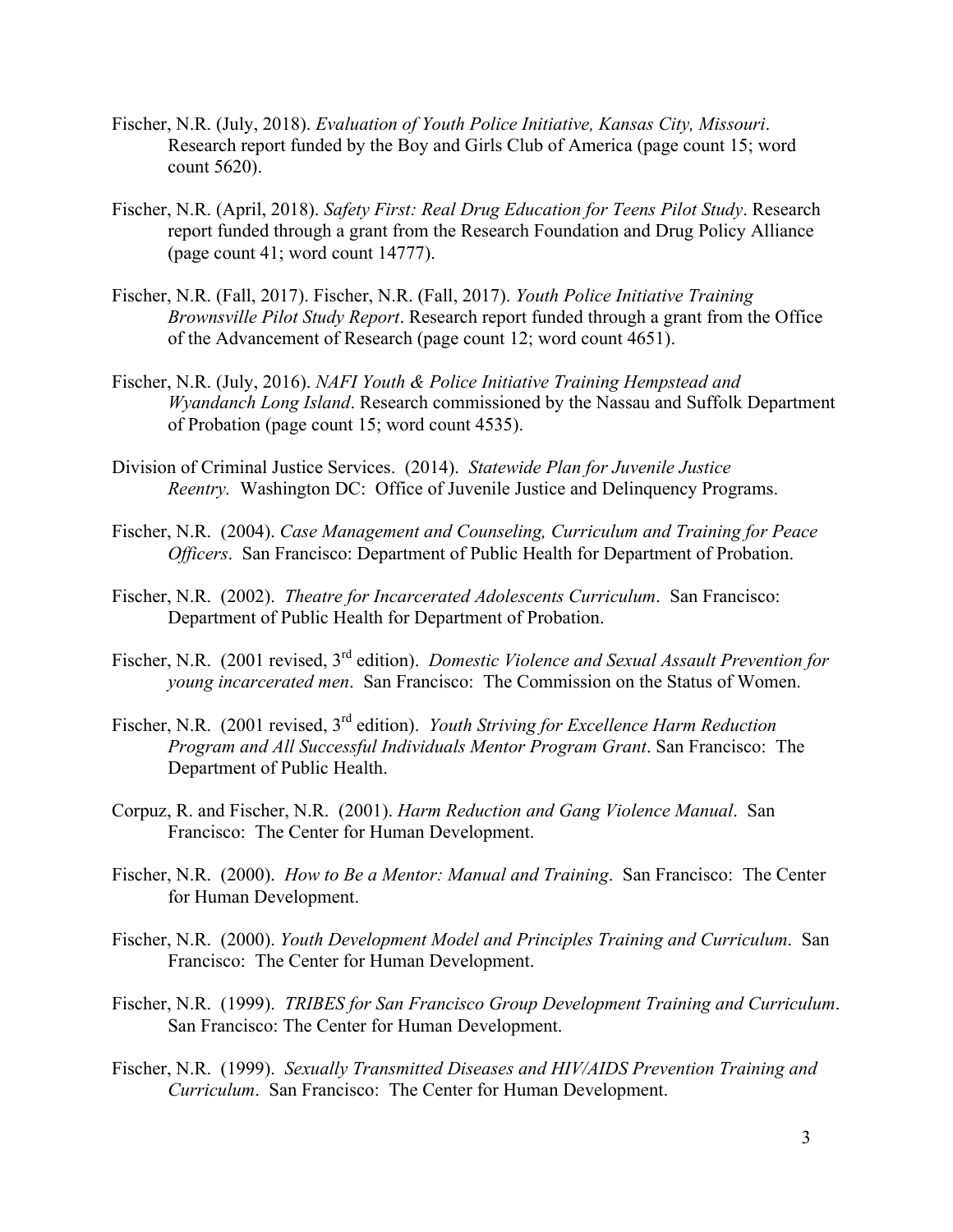Fischer, N.R. (July, 2018). *Evaluation of Youth Police Initiative, Kansas City, Missouri*. Research report funded by the Boy and Girls Club of America (page count 15; word count 5620).

Fischer, N.R. (April, 2018). *Safety First: Real Drug Education for Teens Pilot Study*. Research report funded through a grant from the Research Foundation and Drug Policy Alliance (page count 41; word count 14777).

Fischer, N.R. (Fall, 2017). Fischer, N.R. (Fall, 2017). *Youth Police Initiative Training Brownsville Pilot Study Report*. Research report funded through a grant from the Office of the Advancement of Research (page count 12; word count 4651).

Fischer, N.R. (July, 2016). *NAFI Youth & Police Initiative Training Hempstead and Wyandanch Long Island*. Research commissioned by the Nassau and Suffolk Department of Probation (page count 15; word count 4535).

Division of Criminal Justice Services. (2014). *Statewide Plan for Juvenile Justice Reentry*. Washington DC: Office of Juvenile Justice and Delinquency Programs.

Fischer, N.R. (2004). *Case Management and Counseling, Curriculum and Training for Peace Officers*. San Francisco: Department of Public Health for Department of Probation.

Fischer, N.R. (2002). *Theatre for Incarcerated Adolescents Curriculum*. San Francisco: Department of Public Health for Department of Probation.

Fischer, N.R. (2001 revised, 3rd edition). *Domestic Violence and Sexual Assault Prevention for young incarcerated men*. San Francisco: The Commission on the Status of Women.

Fischer, N.R. (2001 revised, 3rd edition). *Youth Striving for Excellence Harm Reduction Program and All Successful Individuals Mentor Program Grant*. San Francisco: The Department of Public Health.

Corpuz, R. and Fischer, N.R. (2001). *Harm Reduction and Gang Violence Manual*. San Francisco: The Center for Human Development.

Fischer, N.R. (2000). *How to Be a Mentor: Manual and Training*. San Francisco: The Center for Human Development.

Fischer, N.R. (2000). *Youth Development Model and Principles Training and Curriculum*. San Francisco: The Center for Human Development.

Fischer, N.R. (1999). *TRIBES for San Francisco Group Development Training and Curriculum*. San Francisco: The Center for Human Development.

Fischer, N.R. (1999). *Sexually Transmitted Diseases and HIV/AIDS Prevention Training and Curriculum*. San Francisco: The Center for Human Development.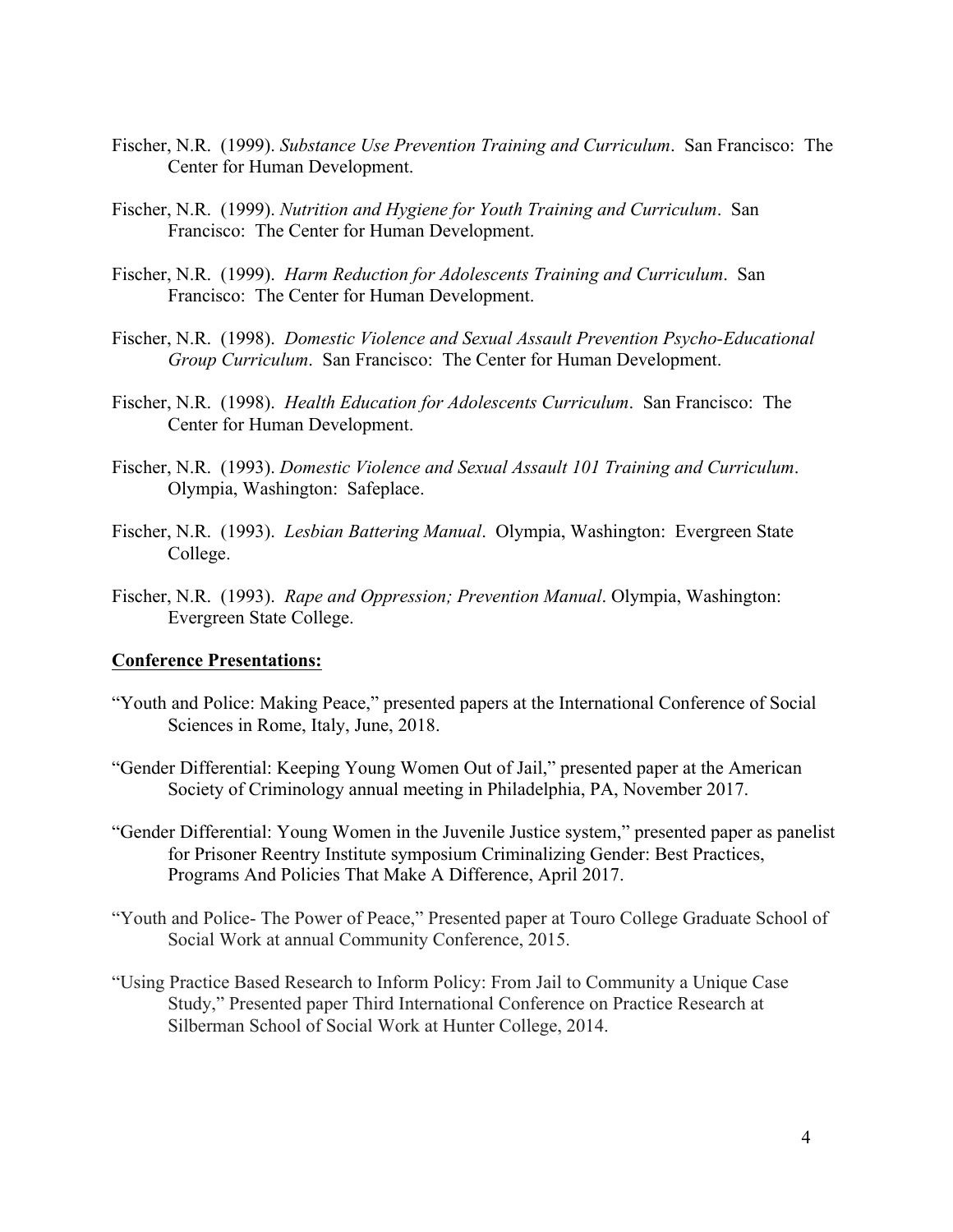Fischer, N.R. (1999). *Substance Use Prevention Training and Curriculum*. San Francisco: The Center for Human Development.

Fischer, N.R. (1999). *Nutrition and Hygiene for Youth Training and Curriculum*. San Francisco: The Center for Human Development.

Fischer, N.R. (1999). *Harm Reduction for Adolescents Training and Curriculum*. San Francisco: The Center for Human Development.

Fischer, N.R. (1998). *Domestic Violence and Sexual Assault Prevention Psycho-Educational Group Curriculum*. San Francisco: The Center for Human Development.

Fischer, N.R. (1998). *Health Education for Adolescents Curriculum*. San Francisco: The Center for Human Development.

Fischer, N.R. (1993). *Domestic Violence and Sexual Assault 101 Training and Curriculum*. Olympia, Washington: Safeplace.

Fischer, N.R. (1993). *Lesbian Battering Manual*. Olympia, Washington: Evergreen State College.

Fischer, N.R. (1993). *Rape and Oppression; Prevention Manual*. Olympia, Washington: Evergreen State College.

**Conference Presentations:**

"Youth and Police: Making Peace," presented papers at the International Conference of Social Sciences in Rome, Italy, June, 2018.

"Gender Differential: Keeping Young Women Out of Jail," presented paper at the American Society of Criminology annual meeting in Philadelphia, PA, November 2017.

"Gender Differential: Young Women in the Juvenile Justice system," presented paper as panelist for Prisoner Reentry Institute symposium Criminalizing Gender: Best Practices, Programs And Policies That Make A Difference, April 2017.

"Youth and Police- The Power of Peace," Presented paper at Touro College Graduate School of Social Work at annual Community Conference, 2015.

"Using Practice Based Research to Inform Policy: From Jail to Community a Unique Case Study," Presented paper Third International Conference on Practice Research at Silberman School of Social Work at Hunter College, 2014.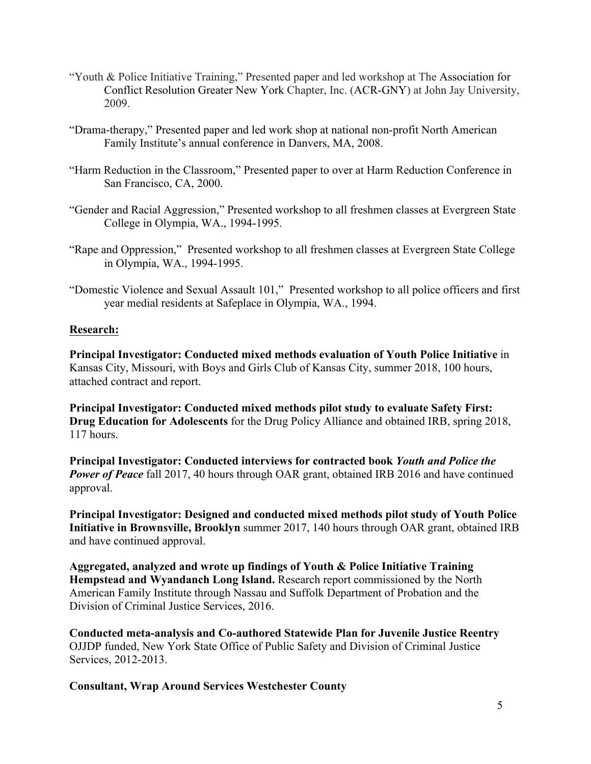"Youth & Police Initiative Training," Presented paper and led workshop at The Association for Conflict Resolution Greater New York Chapter, Inc. (ACR-GNY) at John Jay University, 2009.

"Drama-therapy," Presented paper and led work shop at national non-profit North American Family Institute's annual conference in Danvers, MA, 2008.

"Harm Reduction in the Classroom," Presented paper to over at Harm Reduction Conference in San Francisco, CA, 2000.

"Gender and Racial Aggression," Presented workshop to all freshmen classes at Evergreen State College in Olympia, WA., 1994-1995.

"Rape and Oppression," Presented workshop to all freshmen classes at Evergreen State College in Olympia, WA., 1994-1995.

"Domestic Violence and Sexual Assault 101," Presented workshop to all police officers and first year medial residents at Safeplace in Olympia, WA., 1994.

## Research:

**Principal Investigator: Conducted mixed methods evaluation of Youth Police Initiative** in Kansas City, Missouri, with Boys and Girls Club of Kansas City, summer 2018, 100 hours, attached contract and report.

**Principal Investigator: Conducted mixed methods pilot study to evaluate Safety First: Drug Education for Adolescents** for the Drug Policy Alliance and obtained IRB, spring 2018, 117 hours.

**Principal Investigator: Conducted interviews for contracted book *Youth and Police the Power of Peace*** fall 2017, 40 hours through OAR grant, obtained IRB 2016 and have continued approval.

**Principal Investigator: Designed and conducted mixed methods pilot study of Youth Police Initiative in Brownsville, Brooklyn** summer 2017, 140 hours through OAR grant, obtained IRB and have continued approval.

**Aggregated, analyzed and wrote up findings of Youth & Police Initiative Training Hempstead and Wyandanch Long Island.** Research report commissioned by the North American Family Institute through Nassau and Suffolk Department of Probation and the Division of Criminal Justice Services, 2016.

**Conducted meta-analysis and Co-authored Statewide Plan for Juvenile Justice Reentry** OJJDP funded, New York State Office of Public Safety and Division of Criminal Justice Services, 2012-2013.

**Consultant, Wrap Around Services Westchester County**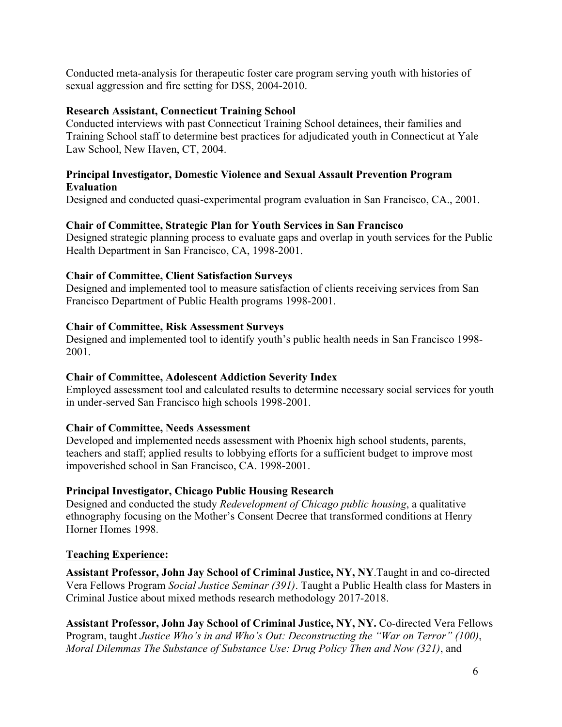Conducted meta-analysis for therapeutic foster care program serving youth with histories of sexual aggression and fire setting for DSS, 2004-2010.

**Research Assistant, Connecticut Training School**

Conducted interviews with past Connecticut Training School detainees, their families and Training School staff to determine best practices for adjudicated youth in Connecticut at Yale Law School, New Haven, CT, 2004.

**Principal Investigator, Domestic Violence and Sexual Assault Prevention Program Evaluation**

Designed and conducted quasi-experimental program evaluation in San Francisco, CA., 2001.

**Chair of Committee, Strategic Plan for Youth Services in San Francisco**

Designed strategic planning process to evaluate gaps and overlap in youth services for the Public Health Department in San Francisco, CA, 1998-2001.

**Chair of Committee, Client Satisfaction Surveys**

Designed and implemented tool to measure satisfaction of clients receiving services from San Francisco Department of Public Health programs 1998-2001.

**Chair of Committee, Risk Assessment Surveys**

Designed and implemented tool to identify youth's public health needs in San Francisco 1998-2001.

**Chair of Committee, Adolescent Addiction Severity Index**

Employed assessment tool and calculated results to determine necessary social services for youth in under-served San Francisco high schools 1998-2001.

**Chair of Committee, Needs Assessment**

Developed and implemented needs assessment with Phoenix high school students, parents, teachers and staff; applied results to lobbying efforts for a sufficient budget to improve most impoverished school in San Francisco, CA. 1998-2001.

**Principal Investigator, Chicago Public Housing Research**

Designed and conducted the study *Redevelopment of Chicago public housing*, a qualitative ethnography focusing on the Mother's Consent Decree that transformed conditions at Henry Horner Homes 1998.

## Teaching Experience:

**Assistant Professor, John Jay School of Criminal Justice, NY, NY**.Taught in and co-directed Vera Fellows Program *Social Justice Seminar (391)*. Taught a Public Health class for Masters in Criminal Justice about mixed methods research methodology 2017-2018.

**Assistant Professor, John Jay School of Criminal Justice, NY, NY.** Co-directed Vera Fellows Program, taught *Justice Who's in and Who's Out: Deconstructing the "War on Terror" (100)*, *Moral Dilemmas The Substance of Substance Use: Drug Policy Then and Now (321)*, and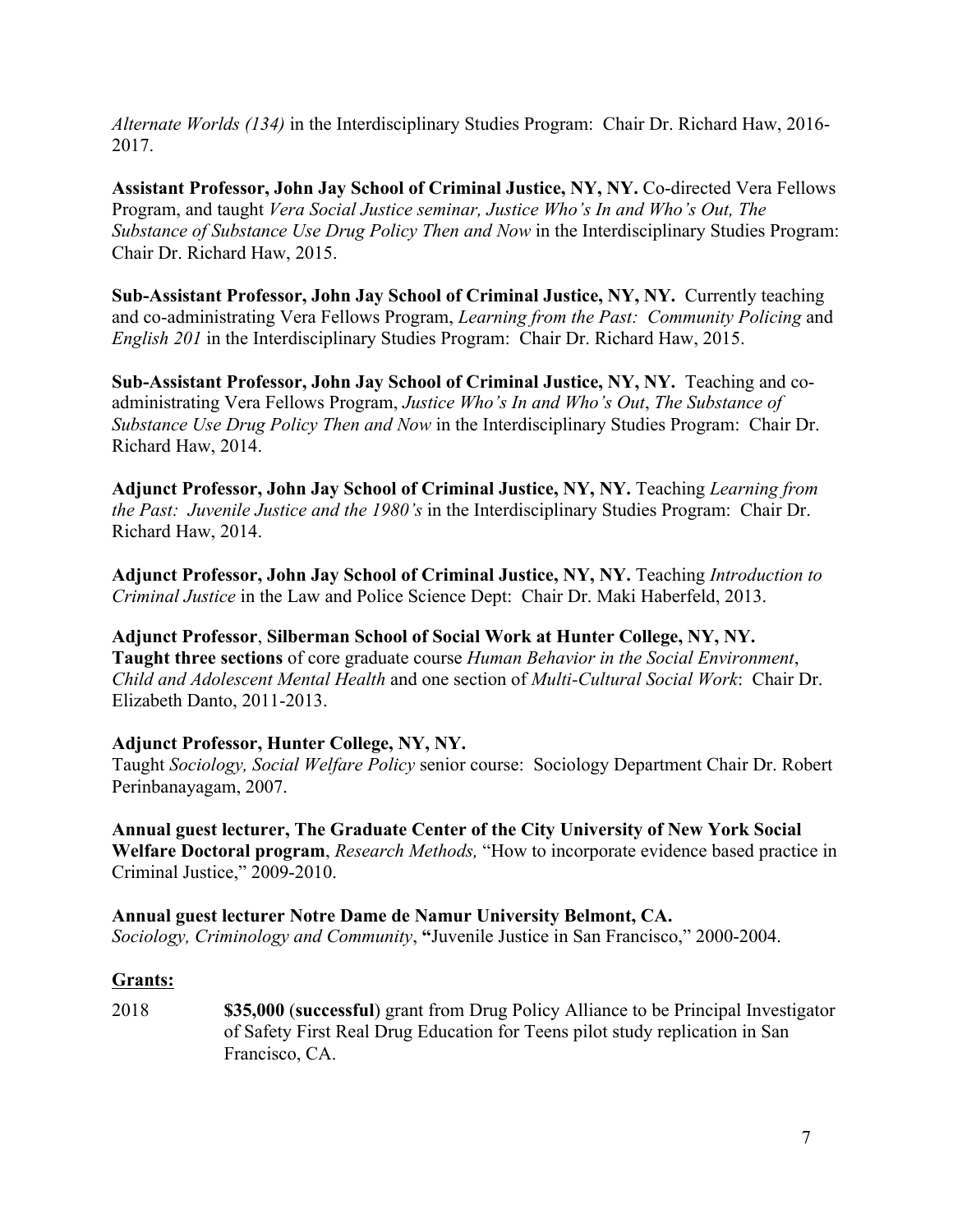*Alternate Worlds (134)* in the Interdisciplinary Studies Program: Chair Dr. Richard Haw, 2016-2017.

**Assistant Professor, John Jay School of Criminal Justice, NY, NY.** Co-directed Vera Fellows Program, and taught *Vera Social Justice seminar, Justice Who's In and Who's Out, The Substance of Substance Use Drug Policy Then and Now* in the Interdisciplinary Studies Program: Chair Dr. Richard Haw, 2015.

**Sub-Assistant Professor, John Jay School of Criminal Justice, NY, NY.** Currently teaching and co-administrating Vera Fellows Program, *Learning from the Past: Community Policing* and *English 201* in the Interdisciplinary Studies Program: Chair Dr. Richard Haw, 2015.

**Sub-Assistant Professor, John Jay School of Criminal Justice, NY, NY.** Teaching and co-administrating Vera Fellows Program, *Justice Who's In and Who's Out*, *The Substance of Substance Use Drug Policy Then and Now* in the Interdisciplinary Studies Program: Chair Dr. Richard Haw, 2014.

**Adjunct Professor, John Jay School of Criminal Justice, NY, NY.** Teaching *Learning from the Past: Juvenile Justice and the 1980's* in the Interdisciplinary Studies Program: Chair Dr. Richard Haw, 2014.

**Adjunct Professor, John Jay School of Criminal Justice, NY, NY.** Teaching *Introduction to Criminal Justice* in the Law and Police Science Dept: Chair Dr. Maki Haberfeld, 2013.

**Adjunct Professor**, **Silberman School of Social Work at Hunter College, NY, NY.**
**Taught three sections** of core graduate course *Human Behavior in the Social Environment*, *Child and Adolescent Mental Health* and one section of *Multi-Cultural Social Work*: Chair Dr. Elizabeth Danto, 2011-2013.

**Adjunct Professor, Hunter College, NY, NY.**
Taught *Sociology, Social Welfare Policy* senior course: Sociology Department Chair Dr. Robert Perinbanayagam, 2007.

**Annual guest lecturer, The Graduate Center of the City University of New York Social Welfare Doctoral program**, *Research Methods,* "How to incorporate evidence based practice in Criminal Justice," 2009-2010.

**Annual guest lecturer Notre Dame de Namur University Belmont, CA.**
*Sociology, Criminology and Community*, **"**Juvenile Justice in San Francisco," 2000-2004.

**<u>Grants:</u>**

2018 **$35,000** (**successful**) grant from Drug Policy Alliance to be Principal Investigator of Safety First Real Drug Education for Teens pilot study replication in San Francisco, CA.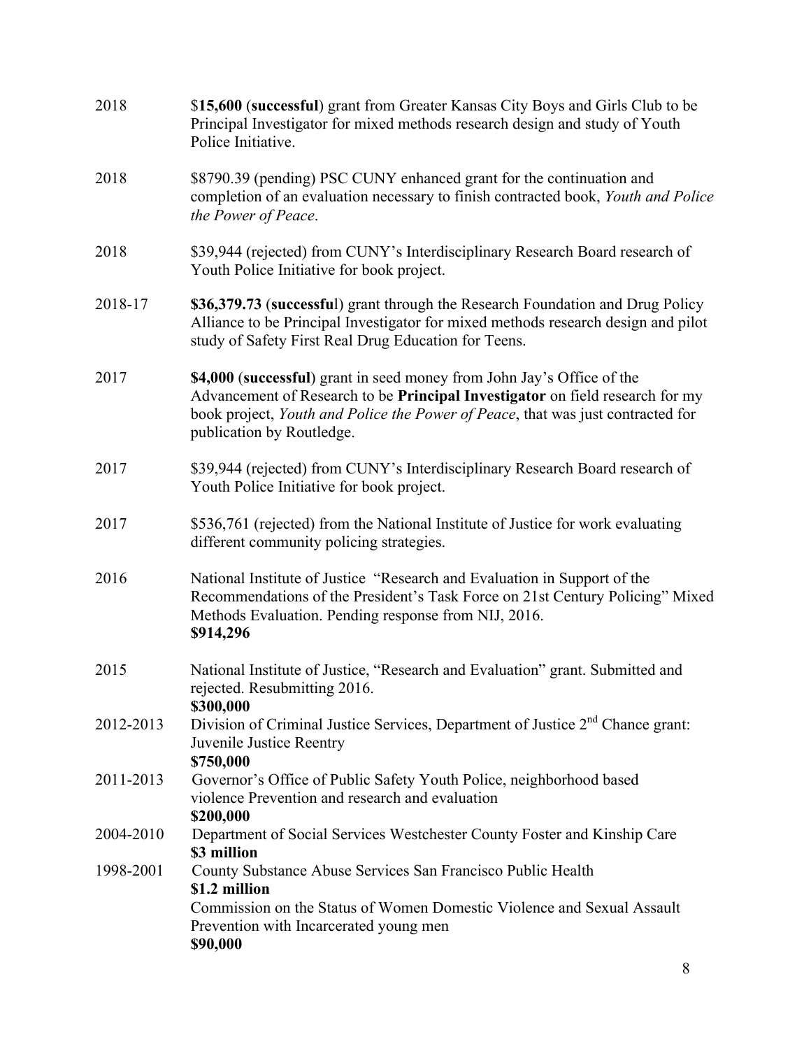2018 $**15,600** (**successful**) grant from Greater Kansas City Boys and Girls Club to be Principal Investigator for mixed methods research design and study of Youth Police Initiative.

2018 $8790.39 (pending) PSC CUNY enhanced grant for the continuation and completion of an evaluation necessary to finish contracted book, *Youth and Police the Power of Peace*.

2018 $39,944 (rejected) from CUNY's Interdisciplinary Research Board research of Youth Police Initiative for book project.

2018-17 **$36,379.73** (**successfu**l) grant through the Research Foundation and Drug Policy Alliance to be Principal Investigator for mixed methods research design and pilot study of Safety First Real Drug Education for Teens.

2017 **$4,000** (**successful**) grant in seed money from John Jay's Office of the Advancement of Research to be **Principal Investigator** on field research for my book project, *Youth and Police the Power of Peace*, that was just contracted for publication by Routledge.

2017 $39,944 (rejected) from CUNY's Interdisciplinary Research Board research of Youth Police Initiative for book project.

2017 $536,761 (rejected) from the National Institute of Justice for work evaluating different community policing strategies.

2016 National Institute of Justice "Research and Evaluation in Support of the Recommendations of the President's Task Force on 21st Century Policing" Mixed Methods Evaluation. Pending response from NIJ, 2016.
**$914,296**

2015 National Institute of Justice, "Research and Evaluation" grant. Submitted and rejected. Resubmitting 2016.
**$300,000**

2012-2013 Division of Criminal Justice Services, Department of Justice 2nd Chance grant: Juvenile Justice Reentry
**$750,000**

2011-2013 Governor's Office of Public Safety Youth Police, neighborhood based violence Prevention and research and evaluation
**$200,000**

2004-2010 Department of Social Services Westchester County Foster and Kinship Care
**$3 million**

1998-2001 County Substance Abuse Services San Francisco Public Health
**$1.2 million**

Commission on the Status of Women Domestic Violence and Sexual Assault Prevention with Incarcerated young men
**$90,000**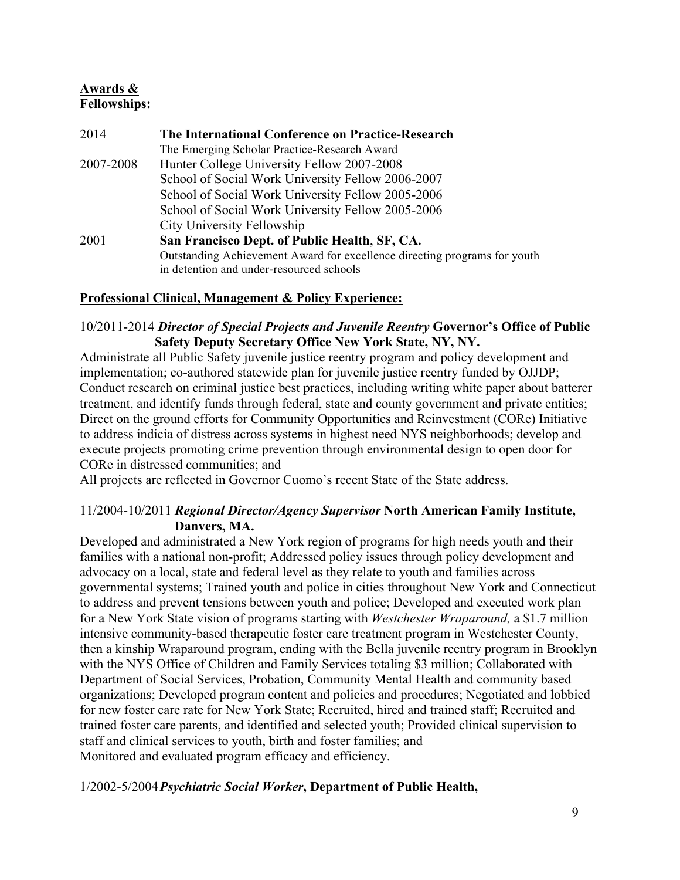**Awards & Fellowships:**

| | |
|---|---|
| 2014 | **The International Conference on Practice-Research** |
| | The Emerging Scholar Practice-Research Award |
| 2007-2008 | Hunter College University Fellow 2007-2008 |
| | School of Social Work University Fellow 2006-2007 |
| | School of Social Work University Fellow 2005-2006 |
| | School of Social Work University Fellow 2005-2006 |
| | City University Fellowship |
| 2001 | **San Francisco Dept. of Public Health**, **SF, CA.** |
| | Outstanding Achievement Award for excellence directing programs for youth in detention and under-resourced schools |

**Professional Clinical, Management & Policy Experience:**

10/2011-2014 ***Director of Special Projects and Juvenile Reentry*** **Governor's Office of Public Safety Deputy Secretary Office New York State, NY, NY.**

Administrate all Public Safety juvenile justice reentry program and policy development and implementation; co-authored statewide plan for juvenile justice reentry funded by OJJDP; Conduct research on criminal justice best practices, including writing white paper about batterer treatment, and identify funds through federal, state and county government and private entities; Direct on the ground efforts for Community Opportunities and Reinvestment (CORe) Initiative to address indicia of distress across systems in highest need NYS neighborhoods; develop and execute projects promoting crime prevention through environmental design to open door for CORe in distressed communities; and

All projects are reflected in Governor Cuomo's recent State of the State address.

11/2004-10/2011 ***Regional Director/Agency Supervisor*** **North American Family Institute, Danvers, MA.**

Developed and administrated a New York region of programs for high needs youth and their families with a national non-profit; Addressed policy issues through policy development and advocacy on a local, state and federal level as they relate to youth and families across governmental systems; Trained youth and police in cities throughout New York and Connecticut to address and prevent tensions between youth and police; Developed and executed work plan for a New York State vision of programs starting with *Westchester Wraparound,* a $1.7 million intensive community-based therapeutic foster care treatment program in Westchester County, then a kinship Wraparound program, ending with the Bella juvenile reentry program in Brooklyn with the NYS Office of Children and Family Services totaling $3 million; Collaborated with Department of Social Services, Probation, Community Mental Health and community based organizations; Developed program content and policies and procedures; Negotiated and lobbied for new foster care rate for New York State; Recruited, hired and trained staff; Recruited and trained foster care parents, and identified and selected youth; Provided clinical supervision to staff and clinical services to youth, birth and foster families; and

Monitored and evaluated program efficacy and efficiency.

1/2002-5/2004 ***Psychiatric Social Worker***, **Department of Public Health,**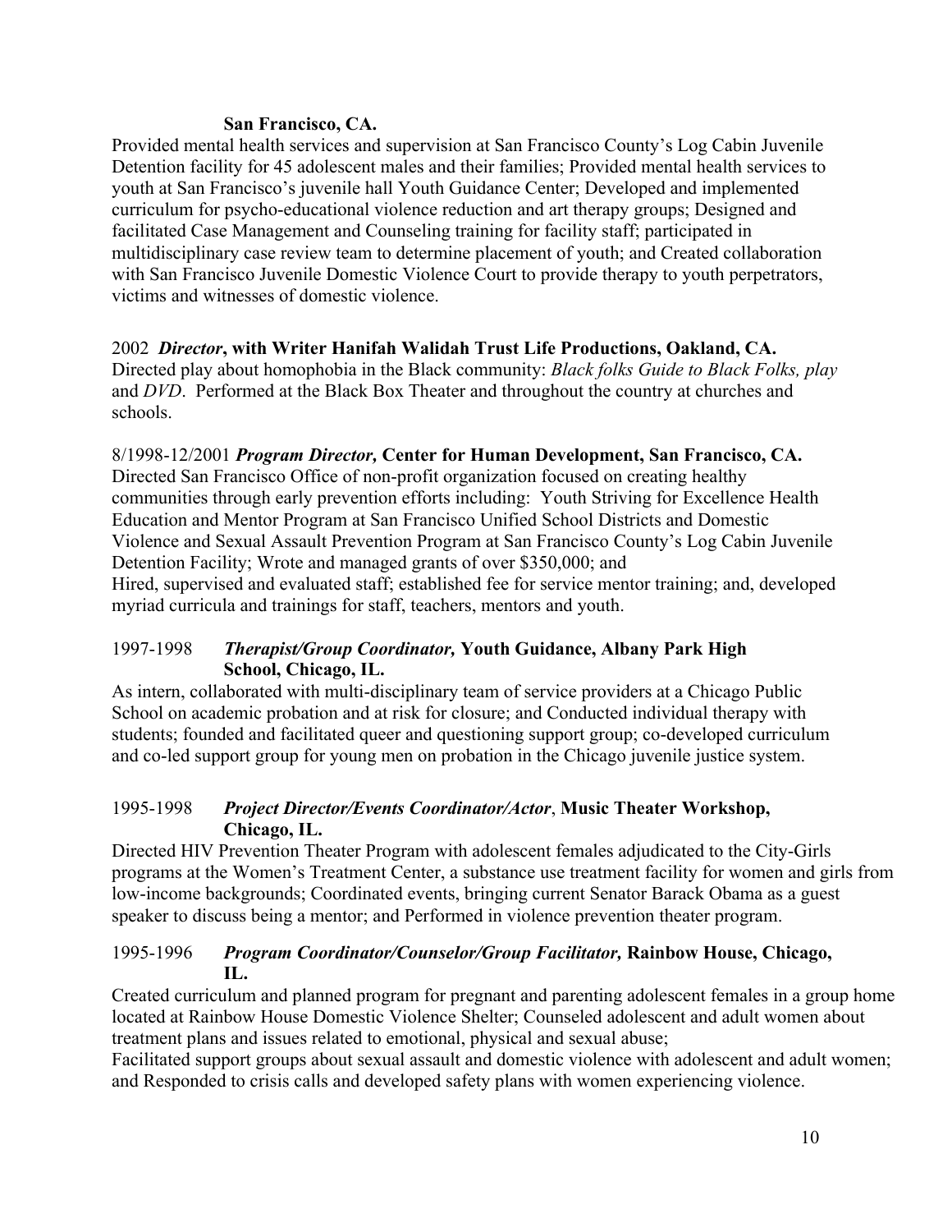**San Francisco, CA.**

Provided mental health services and supervision at San Francisco County's Log Cabin Juvenile Detention facility for 45 adolescent males and their families; Provided mental health services to youth at San Francisco's juvenile hall Youth Guidance Center; Developed and implemented curriculum for psycho-educational violence reduction and art therapy groups; Designed and facilitated Case Management and Counseling training for facility staff; participated in multidisciplinary case review team to determine placement of youth; and Created collaboration with San Francisco Juvenile Domestic Violence Court to provide therapy to youth perpetrators, victims and witnesses of domestic violence.

2002 ***Director*, with Writer Hanifah Walidah Trust Life Productions, Oakland, CA.**

Directed play about homophobia in the Black community: *Black folks Guide to Black Folks, play* and *DVD*. Performed at the Black Box Theater and throughout the country at churches and schools.

8/1998-12/2001 ***Program Director,* Center for Human Development, San Francisco, CA.**

Directed San Francisco Office of non-profit organization focused on creating healthy communities through early prevention efforts including: Youth Striving for Excellence Health Education and Mentor Program at San Francisco Unified School Districts and Domestic Violence and Sexual Assault Prevention Program at San Francisco County's Log Cabin Juvenile Detention Facility; Wrote and managed grants of over $350,000; and Hired, supervised and evaluated staff; established fee for service mentor training; and, developed myriad curricula and trainings for staff, teachers, mentors and youth.

1997-1998 ***Therapist/Group Coordinator,* Youth Guidance, Albany Park High School, Chicago, IL.**

As intern, collaborated with multi-disciplinary team of service providers at a Chicago Public School on academic probation and at risk for closure; and Conducted individual therapy with students; founded and facilitated queer and questioning support group; co-developed curriculum and co-led support group for young men on probation in the Chicago juvenile justice system.

1995-1998 ***Project Director/Events Coordinator/Actor*, Music Theater Workshop, Chicago, IL.**

Directed HIV Prevention Theater Program with adolescent females adjudicated to the City-Girls programs at the Women's Treatment Center, a substance use treatment facility for women and girls from low-income backgrounds; Coordinated events, bringing current Senator Barack Obama as a guest speaker to discuss being a mentor; and Performed in violence prevention theater program.

1995-1996 ***Program Coordinator/Counselor/Group Facilitator,* Rainbow House, Chicago, IL.**

Created curriculum and planned program for pregnant and parenting adolescent females in a group home located at Rainbow House Domestic Violence Shelter; Counseled adolescent and adult women about treatment plans and issues related to emotional, physical and sexual abuse;
Facilitated support groups about sexual assault and domestic violence with adolescent and adult women; and Responded to crisis calls and developed safety plans with women experiencing violence.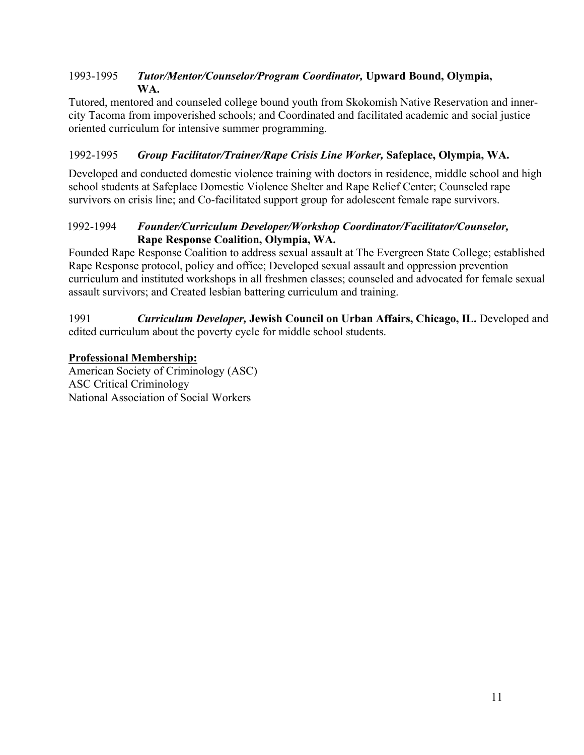1993-1995 ***Tutor/Mentor/Counselor/Program Coordinator,*** **Upward Bound, Olympia, WA.**

Tutored, mentored and counseled college bound youth from Skokomish Native Reservation and inner-city Tacoma from impoverished schools; and Coordinated and facilitated academic and social justice oriented curriculum for intensive summer programming.

1992-1995 ***Group Facilitator/Trainer/Rape Crisis Line Worker,*** **Safeplace, Olympia, WA.**

Developed and conducted domestic violence training with doctors in residence, middle school and high school students at Safeplace Domestic Violence Shelter and Rape Relief Center; Counseled rape survivors on crisis line; and Co-facilitated support group for adolescent female rape survivors.

1992-1994 ***Founder/Curriculum Developer/Workshop Coordinator/Facilitator/Counselor,*** **Rape Response Coalition, Olympia, WA.**

Founded Rape Response Coalition to address sexual assault at The Evergreen State College; established Rape Response protocol, policy and office; Developed sexual assault and oppression prevention curriculum and instituted workshops in all freshmen classes; counseled and advocated for female sexual assault survivors; and Created lesbian battering curriculum and training.

1991 ***Curriculum Developer,*** **Jewish Council on Urban Affairs, Chicago, IL.** Developed and edited curriculum about the poverty cycle for middle school students.

**Professional Membership:**

American Society of Criminology (ASC)
ASC Critical Criminology
National Association of Social Workers